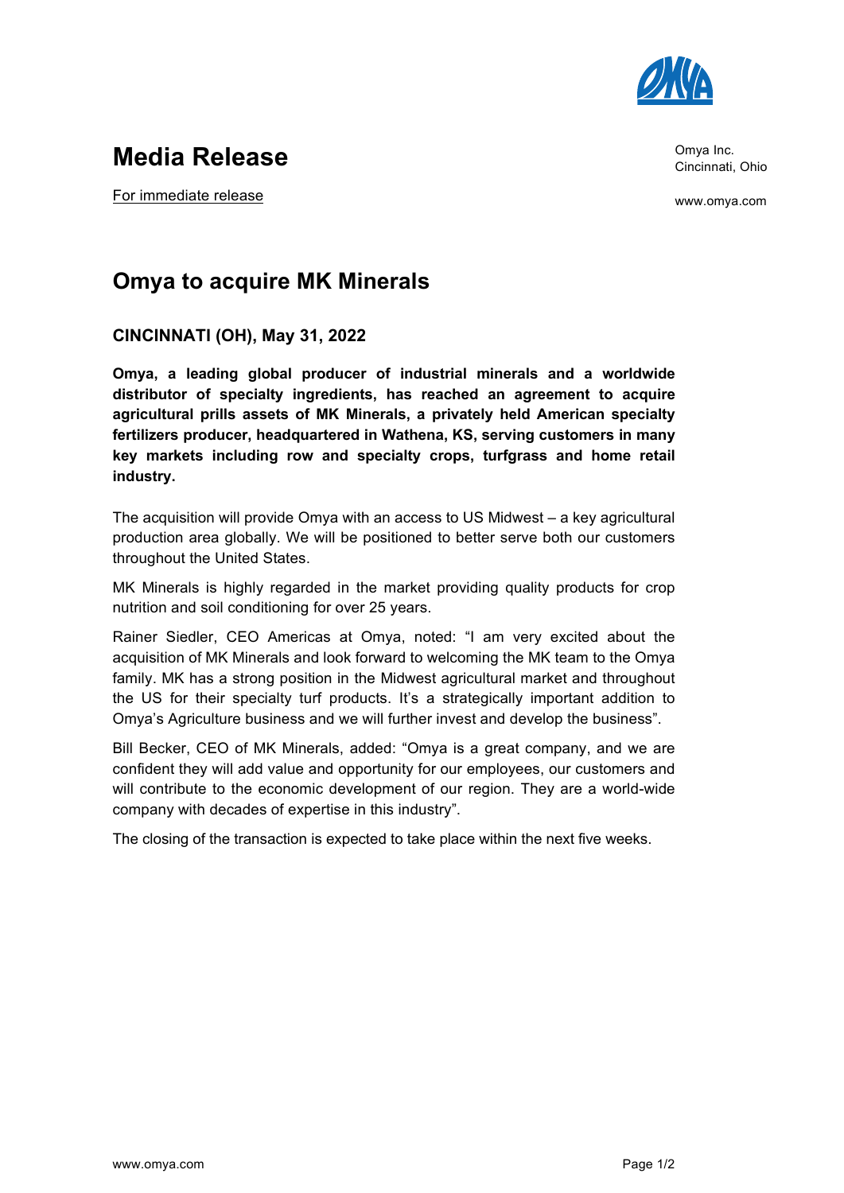# Media Release

For immediate release

Omya Inc.
Cincinnati, Ohio

www.omya.com

## Omya to acquire MK Minerals

### CINCINNATI (OH), May 31, 2022

**Omya, a leading global producer of industrial minerals and a worldwide distributor of specialty ingredients, has reached an agreement to acquire agricultural prills assets of MK Minerals, a privately held American specialty fertilizers producer, headquartered in Wathena, KS, serving customers in many key markets including row and specialty crops, turfgrass and home retail industry.**

The acquisition will provide Omya with an access to US Midwest – a key agricultural production area globally. We will be positioned to better serve both our customers throughout the United States.

MK Minerals is highly regarded in the market providing quality products for crop nutrition and soil conditioning for over 25 years.

Rainer Siedler, CEO Americas at Omya, noted: "I am very excited about the acquisition of MK Minerals and look forward to welcoming the MK team to the Omya family. MK has a strong position in the Midwest agricultural market and throughout the US for their specialty turf products. It's a strategically important addition to Omya's Agriculture business and we will further invest and develop the business".

Bill Becker, CEO of MK Minerals, added: "Omya is a great company, and we are confident they will add value and opportunity for our employees, our customers and will contribute to the economic development of our region. They are a world-wide company with decades of expertise in this industry".

The closing of the transaction is expected to take place within the next five weeks.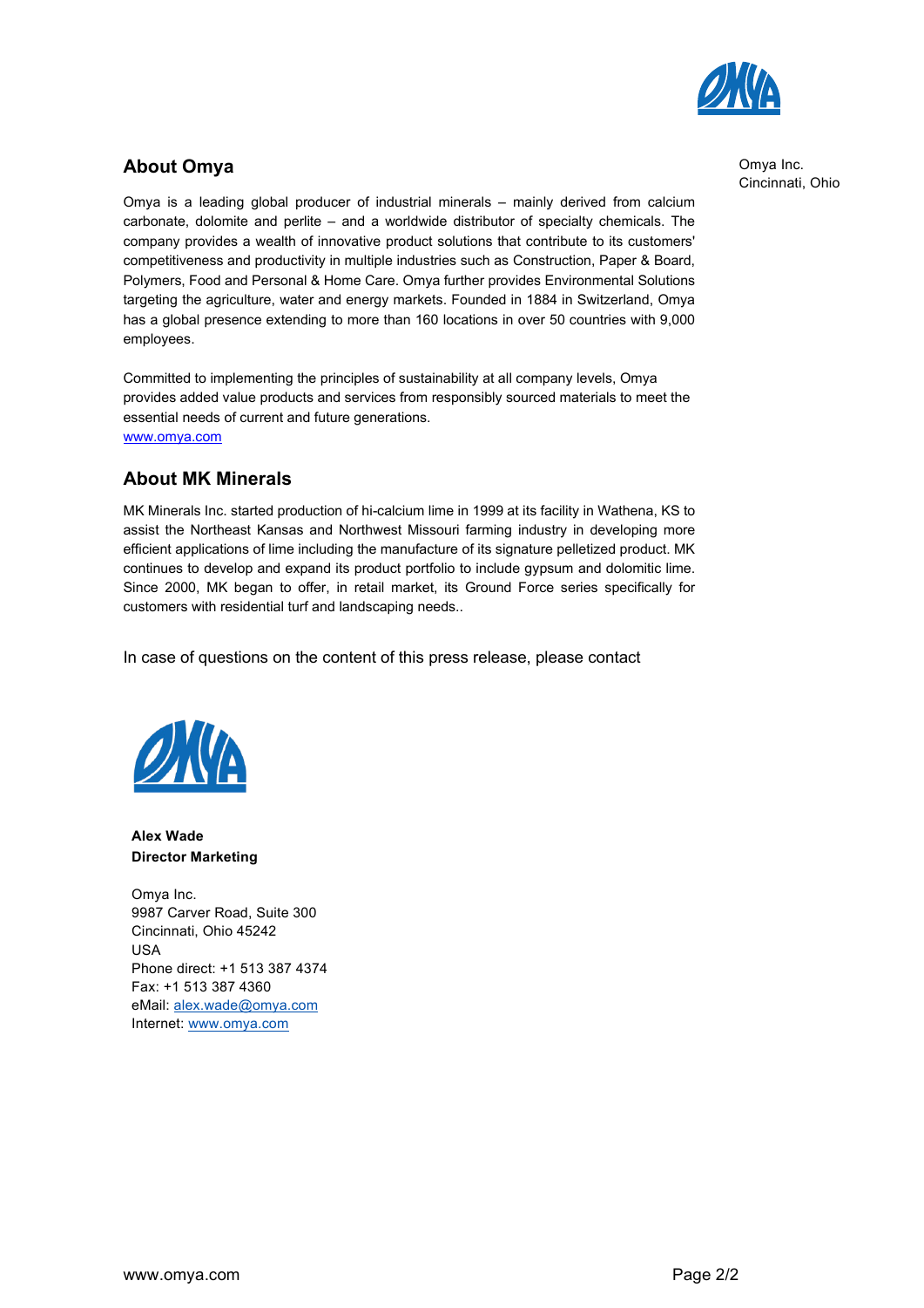Omya Inc.
Cincinnati, Ohio

## About Omya

Omya is a leading global producer of industrial minerals – mainly derived from calcium carbonate, dolomite and perlite – and a worldwide distributor of specialty chemicals. The company provides a wealth of innovative product solutions that contribute to its customers' competitiveness and productivity in multiple industries such as Construction, Paper & Board, Polymers, Food and Personal & Home Care. Omya further provides Environmental Solutions targeting the agriculture, water and energy markets. Founded in 1884 in Switzerland, Omya has a global presence extending to more than 160 locations in over 50 countries with 9,000 employees.

Committed to implementing the principles of sustainability at all company levels, Omya provides added value products and services from responsibly sourced materials to meet the essential needs of current and future generations.
www.omya.com

## About MK Minerals

MK Minerals Inc. started production of hi-calcium lime in 1999 at its facility in Wathena, KS to assist the Northeast Kansas and Northwest Missouri farming industry in developing more efficient applications of lime including the manufacture of its signature pelletized product. MK continues to develop and expand its product portfolio to include gypsum and dolomitic lime. Since 2000, MK began to offer, in retail market, its Ground Force series specifically for customers with residential turf and landscaping needs..

In case of questions on the content of this press release, please contact

**Alex Wade**
**Director Marketing**

Omya Inc.
9987 Carver Road, Suite 300
Cincinnati, Ohio 45242
USA
Phone direct: +1 513 387 4374
Fax: +1 513 387 4360
eMail: alex.wade@omya.com
Internet: www.omya.com